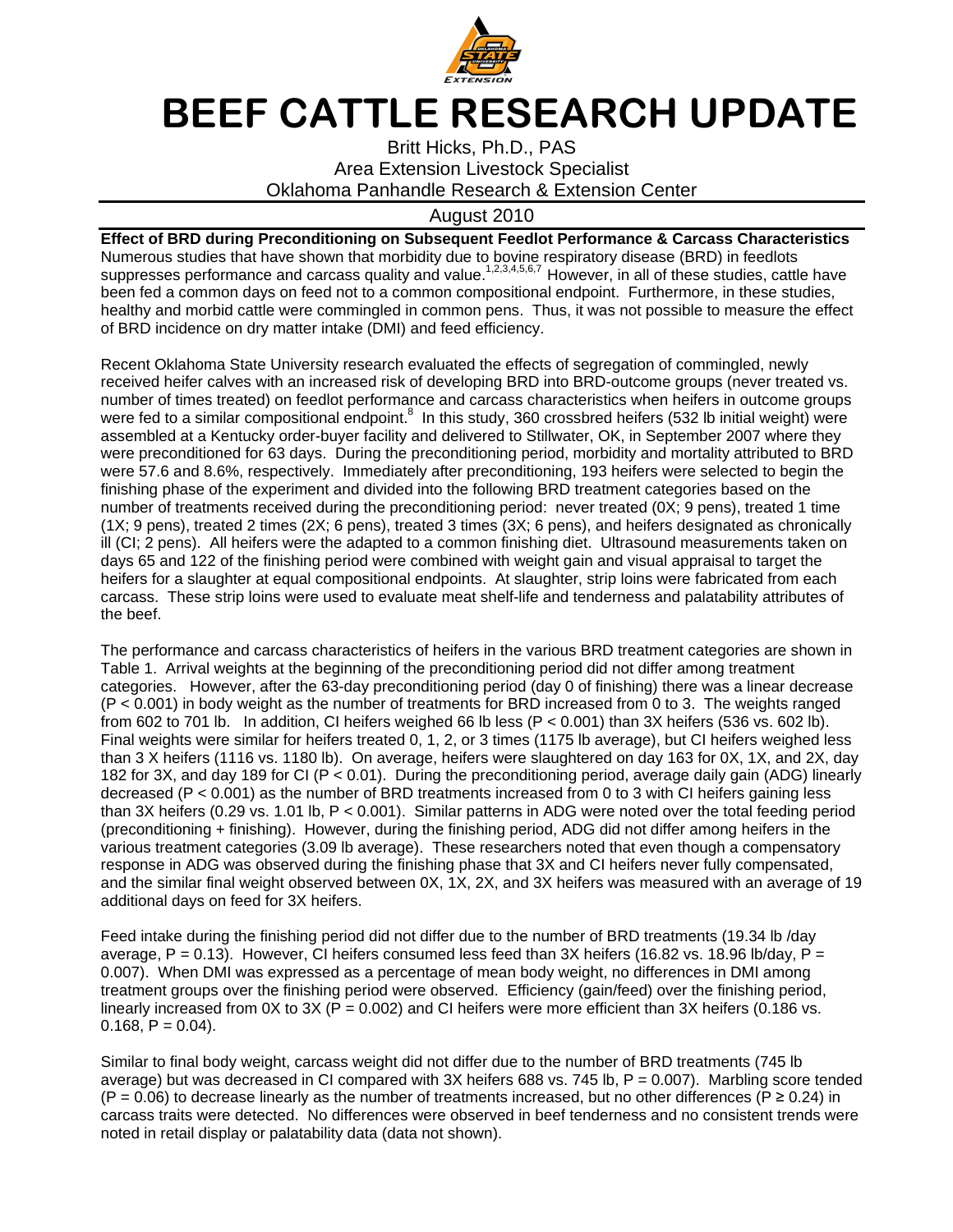# BEEF CATTLE RESEARCH UPDATE

Britt Hicks, Ph.D., PAS
Area Extension Livestock Specialist
Oklahoma Panhandle Research & Extension Center

August 2010

**Effect of BRD during Preconditioning on Subsequent Feedlot Performance & Carcass Characteristics**

Numerous studies that have shown that morbidity due to bovine respiratory disease (BRD) in feedlots suppresses performance and carcass quality and value.[1,2,3,4,5,6,7] However, in all of these studies, cattle have been fed a common days on feed not to a common compositional endpoint. Furthermore, in these studies, healthy and morbid cattle were commingled in common pens. Thus, it was not possible to measure the effect of BRD incidence on dry matter intake (DMI) and feed efficiency.

Recent Oklahoma State University research evaluated the effects of segregation of commingled, newly received heifer calves with an increased risk of developing BRD into BRD-outcome groups (never treated vs. number of times treated) on feedlot performance and carcass characteristics when heifers in outcome groups were fed to a similar compositional endpoint.[8] In this study, 360 crossbred heifers (532 lb initial weight) were assembled at a Kentucky order-buyer facility and delivered to Stillwater, OK, in September 2007 where they were preconditioned for 63 days. During the preconditioning period, morbidity and mortality attributed to BRD were 57.6 and 8.6%, respectively. Immediately after preconditioning, 193 heifers were selected to begin the finishing phase of the experiment and divided into the following BRD treatment categories based on the number of treatments received during the preconditioning period: never treated (0X; 9 pens), treated 1 time (1X; 9 pens), treated 2 times (2X; 6 pens), treated 3 times (3X; 6 pens), and heifers designated as chronically ill (CI; 2 pens). All heifers were the adapted to a common finishing diet. Ultrasound measurements taken on days 65 and 122 of the finishing period were combined with weight gain and visual appraisal to target the heifers for a slaughter at equal compositional endpoints. At slaughter, strip loins were fabricated from each carcass. These strip loins were used to evaluate meat shelf-life and tenderness and palatability attributes of the beef.

The performance and carcass characteristics of heifers in the various BRD treatment categories are shown in Table 1. Arrival weights at the beginning of the preconditioning period did not differ among treatment categories. However, after the 63-day preconditioning period (day 0 of finishing) there was a linear decrease ($P < 0.001$) in body weight as the number of treatments for BRD increased from 0 to 3. The weights ranged from 602 to 701 lb. In addition, CI heifers weighed 66 lb less ($P < 0.001$) than 3X heifers (536 vs. 602 lb). Final weights were similar for heifers treated 0, 1, 2, or 3 times (1175 lb average), but CI heifers weighed less than 3 X heifers (1116 vs. 1180 lb). On average, heifers were slaughtered on day 163 for 0X, 1X, and 2X, day 182 for 3X, and day 189 for CI ($P < 0.01$). During the preconditioning period, average daily gain (ADG) linearly decreased ($P < 0.001$) as the number of BRD treatments increased from 0 to 3 with CI heifers gaining less than 3X heifers (0.29 vs. 1.01 lb, $P < 0.001$). Similar patterns in ADG were noted over the total feeding period (preconditioning + finishing). However, during the finishing period, ADG did not differ among heifers in the various treatment categories (3.09 lb average). These researchers noted that even though a compensatory response in ADG was observed during the finishing phase that 3X and CI heifers never fully compensated, and the similar final weight observed between 0X, 1X, 2X, and 3X heifers was measured with an average of 19 additional days on feed for 3X heifers.

Feed intake during the finishing period did not differ due to the number of BRD treatments (19.34 lb /day average, $P = 0.13$). However, CI heifers consumed less feed than 3X heifers (16.82 vs. 18.96 lb/day, $P = 0.007$). When DMI was expressed as a percentage of mean body weight, no differences in DMI among treatment groups over the finishing period were observed. Efficiency (gain/feed) over the finishing period, linearly increased from 0X to 3X ($P = 0.002$) and CI heifers were more efficient than 3X heifers (0.186 vs. 0.168, $P = 0.04$).

Similar to final body weight, carcass weight did not differ due to the number of BRD treatments (745 lb average) but was decreased in CI compared with 3X heifers 688 vs. 745 lb, $P = 0.007$). Marbling score tended ($P = 0.06$) to decrease linearly as the number of treatments increased, but no other differences ($P \geq 0.24$) in carcass traits were detected. No differences were observed in beef tenderness and no consistent trends were noted in retail display or palatability data (data not shown).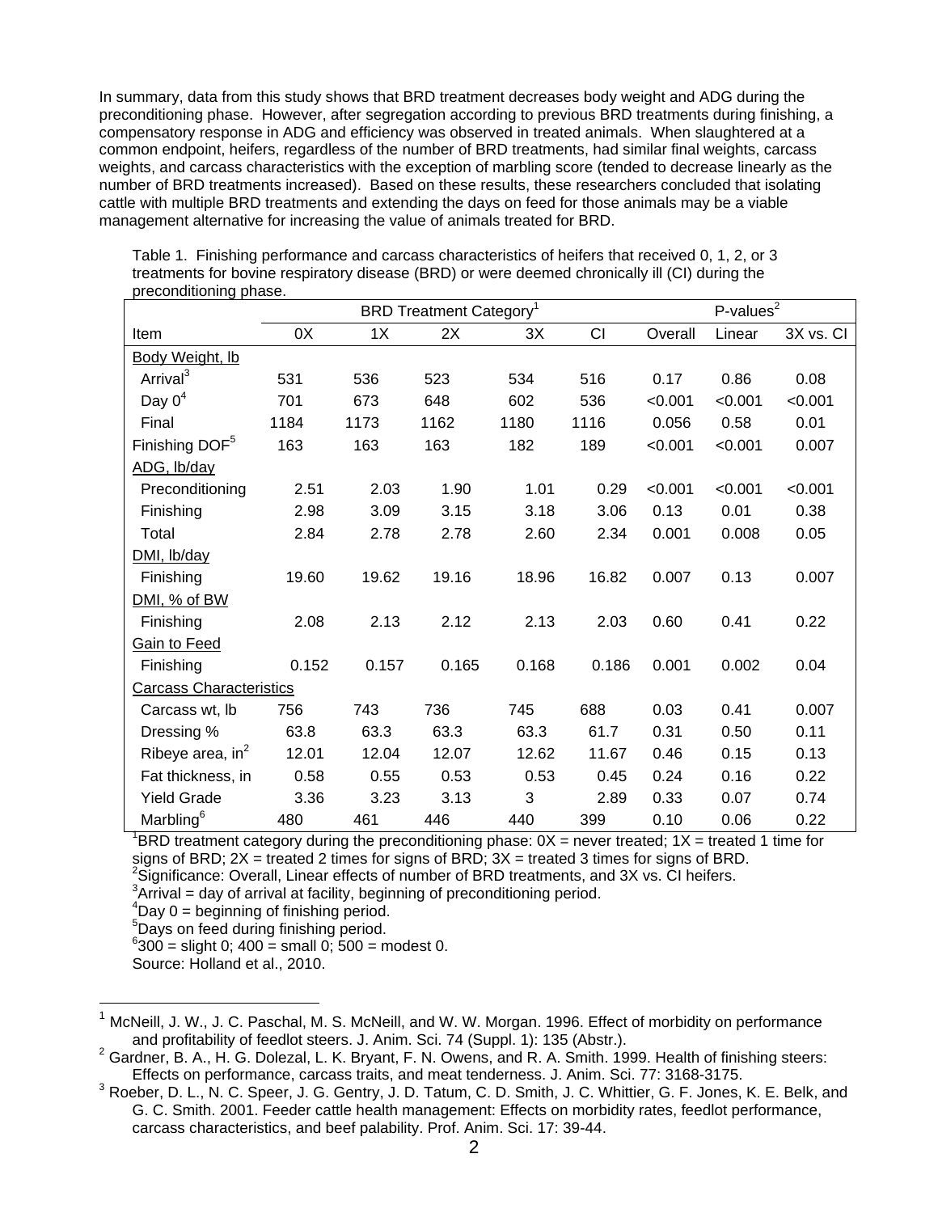In summary, data from this study shows that BRD treatment decreases body weight and ADG during the preconditioning phase. However, after segregation according to previous BRD treatments during finishing, a compensatory response in ADG and efficiency was observed in treated animals. When slaughtered at a common endpoint, heifers, regardless of the number of BRD treatments, had similar final weights, carcass weights, and carcass characteristics with the exception of marbling score (tended to decrease linearly as the number of BRD treatments increased). Based on these results, these researchers concluded that isolating cattle with multiple BRD treatments and extending the days on feed for those animals may be a viable management alternative for increasing the value of animals treated for BRD.

Table 1. Finishing performance and carcass characteristics of heifers that received 0, 1, 2, or 3 treatments for bovine respiratory disease (BRD) or were deemed chronically ill (CI) during the preconditioning phase.

| | BRD Treatment Category[1] | | | | | P-values[2] | | |
|---|---|---|---|---|---|---|---|---|
| Item | 0X | 1X | 2X | 3X | CI | Overall | Linear | 3X vs. CI |
| Body Weight, lb | | | | | | | | |
| Arrival[3] | 531 | 536 | 523 | 534 | 516 | 0.17 | 0.86 | 0.08 |
| Day 0[4] | 701 | 673 | 648 | 602 | 536 | <0.001 | <0.001 | <0.001 |
| Final | 1184 | 1173 | 1162 | 1180 | 1116 | 0.056 | 0.58 | 0.01 |
| Finishing DOF[5] | 163 | 163 | 163 | 182 | 189 | <0.001 | <0.001 | 0.007 |
| ADG, lb/day | | | | | | | | |
| Preconditioning | 2.51 | 2.03 | 1.90 | 1.01 | 0.29 | <0.001 | <0.001 | <0.001 |
| Finishing | 2.98 | 3.09 | 3.15 | 3.18 | 3.06 | 0.13 | 0.01 | 0.38 |
| Total | 2.84 | 2.78 | 2.78 | 2.60 | 2.34 | 0.001 | 0.008 | 0.05 |
| DMI, lb/day | | | | | | | | |
| Finishing | 19.60 | 19.62 | 19.16 | 18.96 | 16.82 | 0.007 | 0.13 | 0.007 |
| DMI, % of BW | | | | | | | | |
| Finishing | 2.08 | 2.13 | 2.12 | 2.13 | 2.03 | 0.60 | 0.41 | 0.22 |
| Gain to Feed | | | | | | | | |
| Finishing | 0.152 | 0.157 | 0.165 | 0.168 | 0.186 | 0.001 | 0.002 | 0.04 |
| Carcass Characteristics | | | | | | | | |
| Carcass wt, lb | 756 | 743 | 736 | 745 | 688 | 0.03 | 0.41 | 0.007 |
| Dressing % | 63.8 | 63.3 | 63.3 | 63.3 | 61.7 | 0.31 | 0.50 | 0.11 |
| Ribeye area, $in^2$ | 12.01 | 12.04 | 12.07 | 12.62 | 11.67 | 0.46 | 0.15 | 0.13 |
| Fat thickness, in | 0.58 | 0.55 | 0.53 | 0.53 | 0.45 | 0.24 | 0.16 | 0.22 |
| Yield Grade | 3.36 | 3.23 | 3.13 | 3 | 2.89 | 0.33 | 0.07 | 0.74 |
| Marbling[6] | 480 | 461 | 446 | 440 | 399 | 0.10 | 0.06 | 0.22 |

[1]BRD treatment category during the preconditioning phase: 0X = never treated; 1X = treated 1 time for signs of BRD; 2X = treated 2 times for signs of BRD; 3X = treated 3 times for signs of BRD.
[2]Significance: Overall, Linear effects of number of BRD treatments, and 3X vs. CI heifers.
[3]Arrival = day of arrival at facility, beginning of preconditioning period.
[4]Day 0 = beginning of finishing period.
[5]Days on feed during finishing period.
[6]300 = slight 0; 400 = small 0; 500 = modest 0.
Source: Holland et al., 2010.

[1] McNeill, J. W., J. C. Paschal, M. S. McNeill, and W. W. Morgan. 1996. Effect of morbidity on performance and profitability of feedlot steers. J. Anim. Sci. 74 (Suppl. 1): 135 (Abstr.).

[2] Gardner, B. A., H. G. Dolezal, L. K. Bryant, F. N. Owens, and R. A. Smith. 1999. Health of finishing steers: Effects on performance, carcass traits, and meat tenderness. J. Anim. Sci. 77: 3168-3175.

[3] Roeber, D. L., N. C. Speer, J. G. Gentry, J. D. Tatum, C. D. Smith, J. C. Whittier, G. F. Jones, K. E. Belk, and G. C. Smith. 2001. Feeder cattle health management: Effects on morbidity rates, feedlot performance, carcass characteristics, and beef palability. Prof. Anim. Sci. 17: 39-44.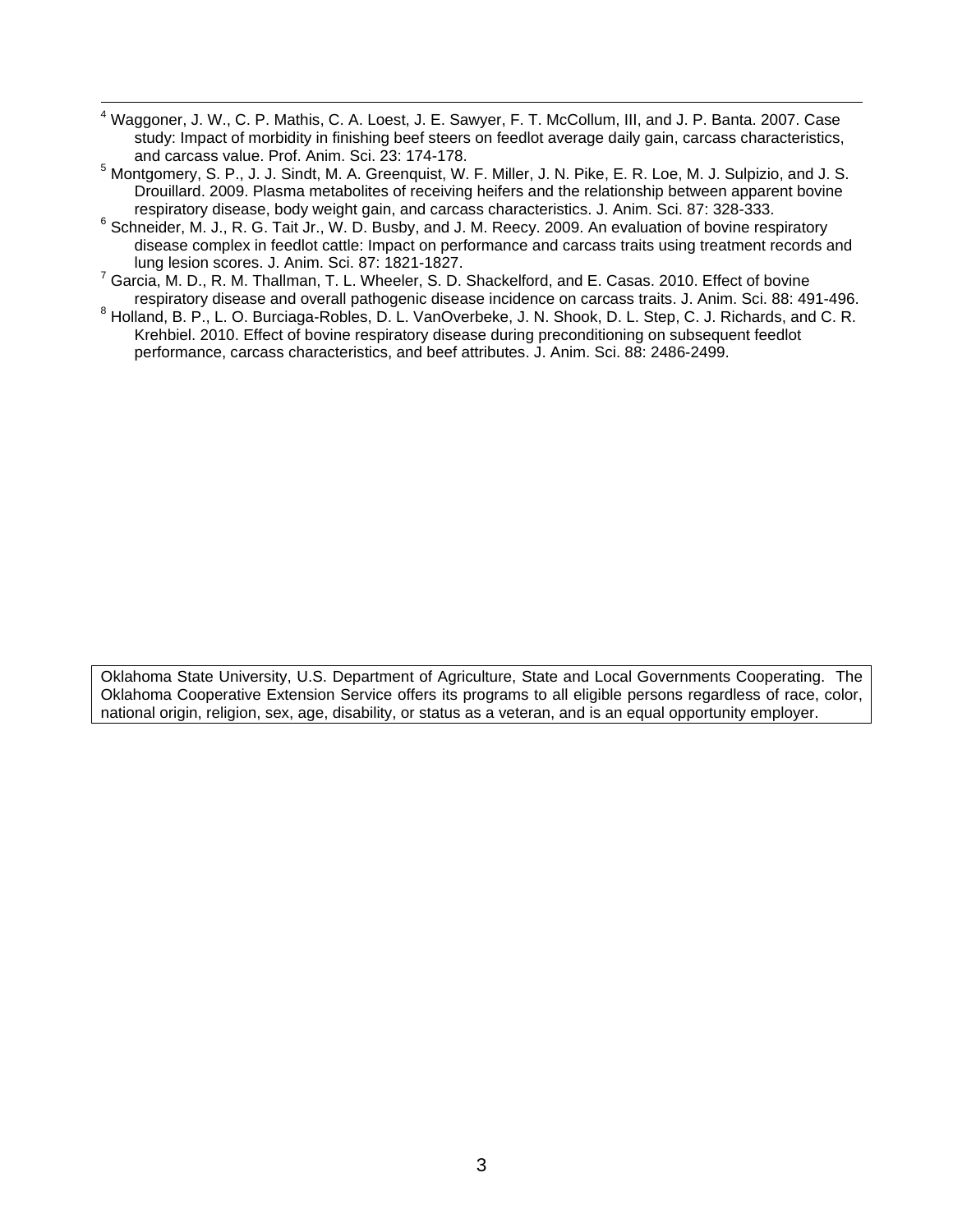[4] Waggoner, J. W., C. P. Mathis, C. A. Loest, J. E. Sawyer, F. T. McCollum, III, and J. P. Banta. 2007. Case study: Impact of morbidity in finishing beef steers on feedlot average daily gain, carcass characteristics, and carcass value. Prof. Anim. Sci. 23: 174-178.

[5] Montgomery, S. P., J. J. Sindt, M. A. Greenquist, W. F. Miller, J. N. Pike, E. R. Loe, M. J. Sulpizio, and J. S. Drouillard. 2009. Plasma metabolites of receiving heifers and the relationship between apparent bovine respiratory disease, body weight gain, and carcass characteristics. J. Anim. Sci. 87: 328-333.

[6] Schneider, M. J., R. G. Tait Jr., W. D. Busby, and J. M. Reecy. 2009. An evaluation of bovine respiratory disease complex in feedlot cattle: Impact on performance and carcass traits using treatment records and lung lesion scores. J. Anim. Sci. 87: 1821-1827.

[7] Garcia, M. D., R. M. Thallman, T. L. Wheeler, S. D. Shackelford, and E. Casas. 2010. Effect of bovine respiratory disease and overall pathogenic disease incidence on carcass traits. J. Anim. Sci. 88: 491-496.

[8] Holland, B. P., L. O. Burciaga-Robles, D. L. VanOverbeke, J. N. Shook, D. L. Step, C. J. Richards, and C. R. Krehbiel. 2010. Effect of bovine respiratory disease during preconditioning on subsequent feedlot performance, carcass characteristics, and beef attributes. J. Anim. Sci. 88: 2486-2499.

Oklahoma State University, U.S. Department of Agriculture, State and Local Governments Cooperating. The Oklahoma Cooperative Extension Service offers its programs to all eligible persons regardless of race, color, national origin, religion, sex, age, disability, or status as a veteran, and is an equal opportunity employer.